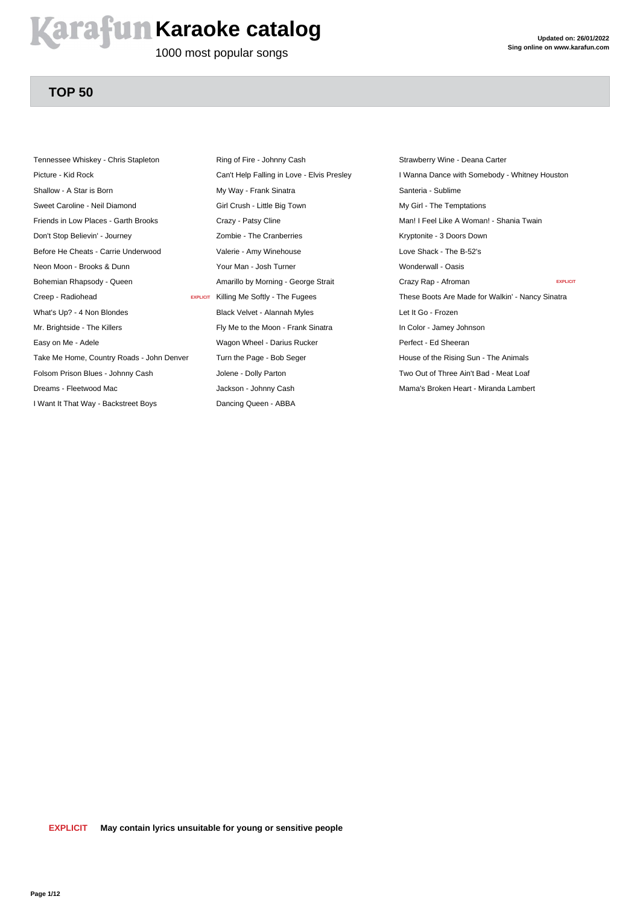# Karafun Karaoke catalog

1000 most popular songs

**Updated on: 26/01/2022**
**Sing online on www.karafun.com**

## TOP 50

- Tennessee Whiskey - Chris Stapleton
- Picture - Kid Rock
- Shallow - A Star is Born
- Sweet Caroline - Neil Diamond
- Friends in Low Places - Garth Brooks
- Don't Stop Believin' - Journey
- Before He Cheats - Carrie Underwood
- Neon Moon - Brooks & Dunn
- Bohemian Rhapsody - Queen
- Creep - Radiohead EXPLICIT
- What's Up? - 4 Non Blondes
- Mr. Brightside - The Killers
- Easy on Me - Adele
- Take Me Home, Country Roads - John Denver
- Folsom Prison Blues - Johnny Cash
- Dreams - Fleetwood Mac
- I Want It That Way - Backstreet Boys
- Ring of Fire - Johnny Cash
- Can't Help Falling in Love - Elvis Presley
- My Way - Frank Sinatra
- Girl Crush - Little Big Town
- Crazy - Patsy Cline
- Zombie - The Cranberries
- Valerie - Amy Winehouse
- Your Man - Josh Turner
- Amarillo by Morning - George Strait
- Killing Me Softly - The Fugees
- Black Velvet - Alannah Myles
- Fly Me to the Moon - Frank Sinatra
- Wagon Wheel - Darius Rucker
- Turn the Page - Bob Seger
- Jolene - Dolly Parton
- Jackson - Johnny Cash
- Dancing Queen - ABBA
- Strawberry Wine - Deana Carter
- I Wanna Dance with Somebody - Whitney Houston
- Santeria - Sublime
- My Girl - The Temptations
- Man! I Feel Like A Woman! - Shania Twain
- Kryptonite - 3 Doors Down
- Love Shack - The B-52's
- Wonderwall - Oasis
- Crazy Rap - Afroman EXPLICIT
- These Boots Are Made for Walkin' - Nancy Sinatra
- Let It Go - Frozen
- In Color - Jamey Johnson
- Perfect - Ed Sheeran
- House of the Rising Sun - The Animals
- Two Out of Three Ain't Bad - Meat Loaf
- Mama's Broken Heart - Miranda Lambert

**EXPLICIT** **May contain lyrics unsuitable for young or sensitive people**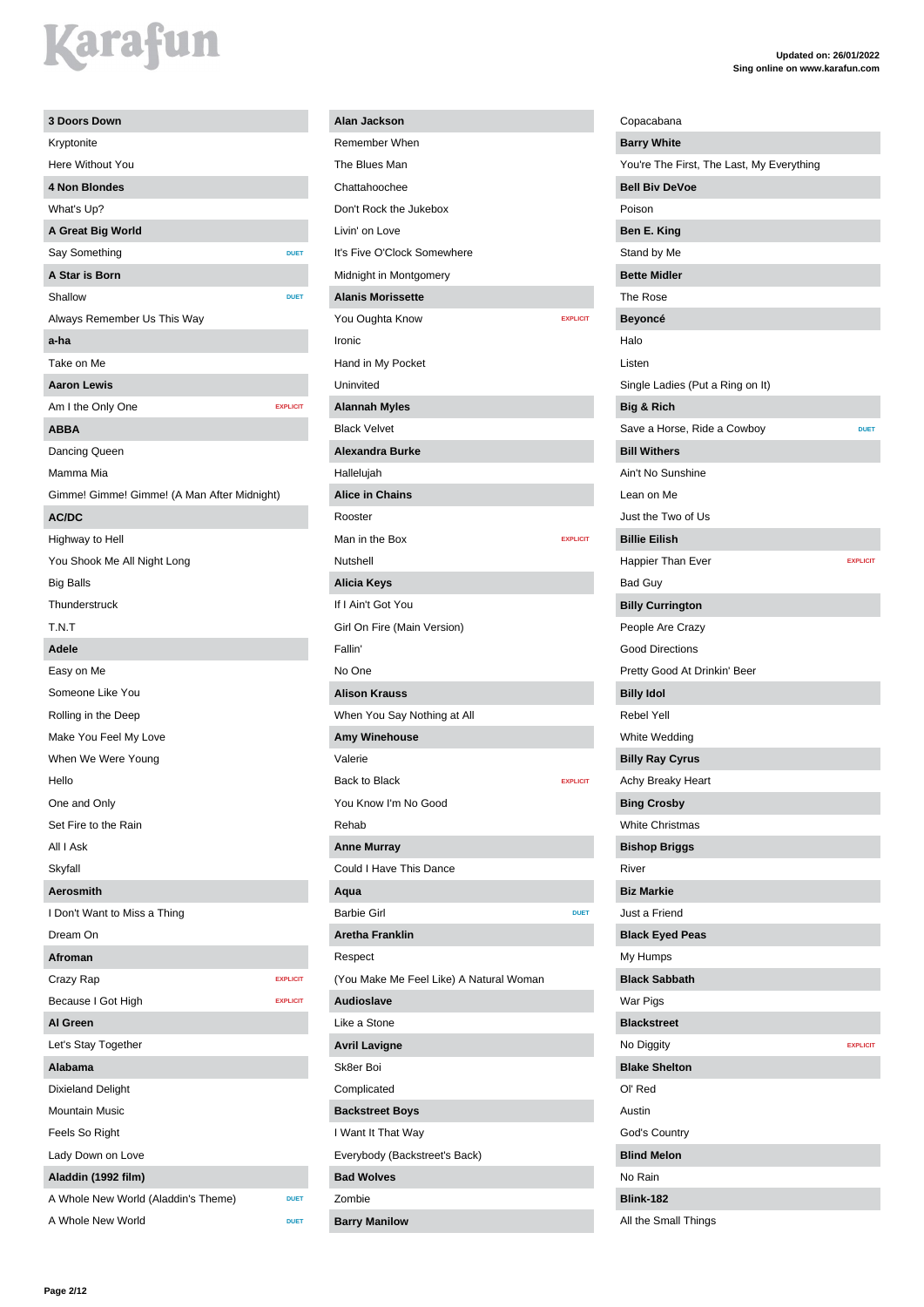Karafun

**Updated on: 26/01/2022**
**Sing online on www.karafun.com**

| 3 Doors Down | |
|---|---|
| Kryptonite | |
| Here Without You | |
| **4 Non Blondes** | |
| What's Up? | |
| **A Great Big World** | |
| Say Something | DUET |
| **A Star is Born** | |
| Shallow | DUET |
| Always Remember Us This Way | |
| **a-ha** | |
| Take on Me | |
| **Aaron Lewis** | |
| Am I the Only One | EXPLICIT |
| **ABBA** | |
| Dancing Queen | |
| Mamma Mia | |
| Gimme! Gimme! Gimme! (A Man After Midnight) | |
| **AC/DC** | |
| Highway to Hell | |
| You Shook Me All Night Long | |
| Big Balls | |
| Thunderstruck | |
| T.N.T | |
| **Adele** | |
| Easy on Me | |
| Someone Like You | |
| Rolling in the Deep | |
| Make You Feel My Love | |
| When We Were Young | |
| Hello | |
| One and Only | |
| Set Fire to the Rain | |
| All I Ask | |
| Skyfall | |
| **Aerosmith** | |
| I Don't Want to Miss a Thing | |
| Dream On | |
| **Afroman** | |
| Crazy Rap | EXPLICIT |
| Because I Got High | EXPLICIT |
| **Al Green** | |
| Let's Stay Together | |
| **Alabama** | |
| Dixieland Delight | |
| Mountain Music | |
| Feels So Right | |
| Lady Down on Love | |
| **Aladdin (1992 film)** | |
| A Whole New World (Aladdin's Theme) | DUET |
| A Whole New World | DUET |
| **Alan Jackson** | |
| Remember When | |
| The Blues Man | |
| Chattahoochee | |
| Don't Rock the Jukebox | |
| Livin' on Love | |
| It's Five O'Clock Somewhere | |
| Midnight in Montgomery | |
| **Alanis Morissette** | |
| You Oughta Know | EXPLICIT |
| Ironic | |
| Hand in My Pocket | |
| Uninvited | |
| **Alannah Myles** | |
| Black Velvet | |
| **Alexandra Burke** | |
| Hallelujah | |
| **Alice in Chains** | |
| Rooster | |
| Man in the Box | EXPLICIT |
| Nutshell | |
| **Alicia Keys** | |
| If I Ain't Got You | |
| Girl On Fire (Main Version) | |
| Fallin' | |
| No One | |
| **Alison Krauss** | |
| When You Say Nothing at All | |
| **Amy Winehouse** | |
| Valerie | |
| Back to Black | EXPLICIT |
| You Know I'm No Good | |
| Rehab | |
| **Anne Murray** | |
| Could I Have This Dance | |
| **Aqua** | |
| Barbie Girl | DUET |
| **Aretha Franklin** | |
| Respect | |
| (You Make Me Feel Like) A Natural Woman | |
| **Audioslave** | |
| Like a Stone | |
| **Avril Lavigne** | |
| Sk8er Boi | |
| Complicated | |
| **Backstreet Boys** | |
| I Want It That Way | |
| Everybody (Backstreet's Back) | |
| **Bad Wolves** | |
| Zombie | |
| **Barry Manilow** | |
| Copacabana | |
| **Barry White** | |
| You're The First, The Last, My Everything | |
| **Bell Biv DeVoe** | |
| Poison | |
| **Ben E. King** | |
| Stand by Me | |
| **Bette Midler** | |
| The Rose | |
| **Beyoncé** | |
| Halo | |
| Listen | |
| Single Ladies (Put a Ring on It) | |
| **Big & Rich** | |
| Save a Horse, Ride a Cowboy | DUET |
| **Bill Withers** | |
| Ain't No Sunshine | |
| Lean on Me | |
| Just the Two of Us | |
| **Billie Eilish** | |
| Happier Than Ever | EXPLICIT |
| Bad Guy | |
| **Billy Currington** | |
| People Are Crazy | |
| Good Directions | |
| Pretty Good At Drinkin' Beer | |
| **Billy Idol** | |
| Rebel Yell | |
| White Wedding | |
| **Billy Ray Cyrus** | |
| Achy Breaky Heart | |
| **Bing Crosby** | |
| White Christmas | |
| **Bishop Briggs** | |
| River | |
| **Biz Markie** | |
| Just a Friend | |
| **Black Eyed Peas** | |
| My Humps | |
| **Black Sabbath** | |
| War Pigs | |
| **Blackstreet** | |
| No Diggity | EXPLICIT |
| **Blake Shelton** | |
| Ol' Red | |
| Austin | |
| God's Country | |
| **Blind Melon** | |
| No Rain | |
| **Blink-182** | |
| All the Small Things | |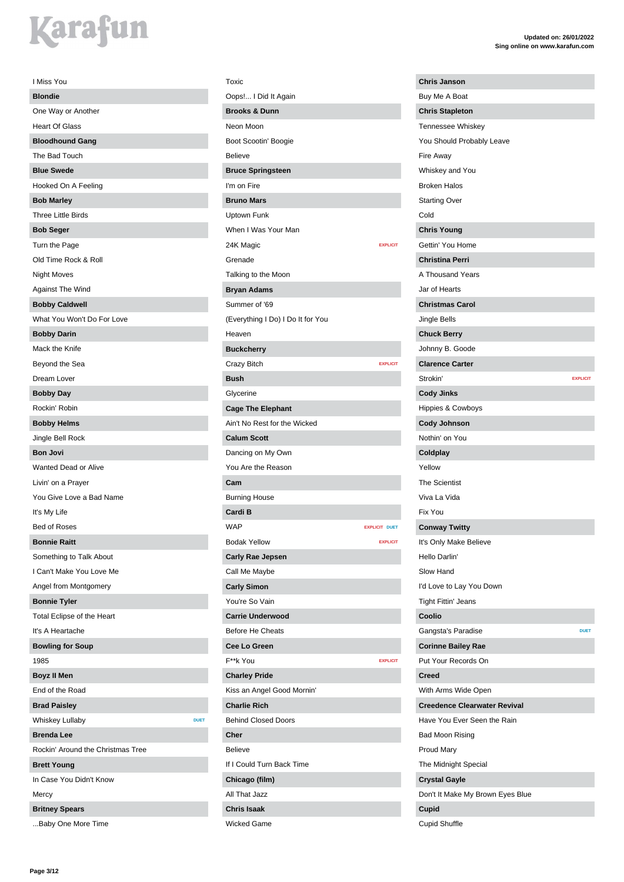I Miss You

**Blondie**

One Way or Another

Heart Of Glass

**Bloodhound Gang**

The Bad Touch

**Blue Swede**

Hooked On A Feeling

**Bob Marley**

Three Little Birds

**Bob Seger**

Turn the Page

Old Time Rock & Roll

Night Moves

Against The Wind

**Bobby Caldwell**

What You Won't Do For Love

**Bobby Darin**

Mack the Knife

Beyond the Sea

Dream Lover

**Bobby Day**

Rockin' Robin

**Bobby Helms**

Jingle Bell Rock

**Bon Jovi**

Wanted Dead or Alive

Livin' on a Prayer

You Give Love a Bad Name

It's My Life

Bed of Roses

**Bonnie Raitt**

Something to Talk About

I Can't Make You Love Me

Angel from Montgomery

**Bonnie Tyler**

Total Eclipse of the Heart

It's A Heartache

**Bowling for Soup**

1985

**Boyz II Men**

End of the Road

**Brad Paisley**

Whiskey Lullaby — DUET

**Brenda Lee**

Rockin' Around the Christmas Tree

**Brett Young**

In Case You Didn't Know

Mercy

**Britney Spears**

...Baby One More Time

Toxic

Oops!... I Did It Again

**Brooks & Dunn**

Neon Moon

Boot Scootin' Boogie

Believe

**Bruce Springsteen**

I'm on Fire

**Bruno Mars**

Uptown Funk

When I Was Your Man

24K Magic — EXPLICIT

Grenade

Talking to the Moon

**Bryan Adams**

Summer of '69

(Everything I Do) I Do It for You

Heaven

**Buckcherry**

Crazy Bitch — EXPLICIT

**Bush**

Glycerine

**Cage The Elephant**

Ain't No Rest for the Wicked

**Calum Scott**

Dancing on My Own

You Are the Reason

**Cam**

Burning House

**Cardi B**

WAP — EXPLICIT DUET

Bodak Yellow — EXPLICIT

**Carly Rae Jepsen**

Call Me Maybe

**Carly Simon**

You're So Vain

**Carrie Underwood**

Before He Cheats

**Cee Lo Green**

F**k You — EXPLICIT

**Charley Pride**

Kiss an Angel Good Mornin'

**Charlie Rich**

Behind Closed Doors

**Cher**

Believe

If I Could Turn Back Time

**Chicago (film)**

All That Jazz

**Chris Isaak**

Wicked Game

**Chris Janson**

Buy Me A Boat

**Chris Stapleton**

Tennessee Whiskey

You Should Probably Leave

Fire Away

Whiskey and You

Broken Halos

Starting Over

Cold

**Chris Young**

Gettin' You Home

**Christina Perri**

A Thousand Years

Jar of Hearts

**Christmas Carol**

Jingle Bells

**Chuck Berry**

Johnny B. Goode

**Clarence Carter**

Strokin' — EXPLICIT

**Cody Jinks**

Hippies & Cowboys

**Cody Johnson**

Nothin' on You

**Coldplay**

Yellow

The Scientist

Viva La Vida

Fix You

**Conway Twitty**

It's Only Make Believe

Hello Darlin'

Slow Hand

I'd Love to Lay You Down

Tight Fittin' Jeans

**Coolio**

Gangsta's Paradise — DUET

**Corinne Bailey Rae**

Put Your Records On

**Creed**

With Arms Wide Open

**Creedence Clearwater Revival**

Have You Ever Seen the Rain

Bad Moon Rising

Proud Mary

The Midnight Special

**Crystal Gayle**

Don't It Make My Brown Eyes Blue

**Cupid**

Cupid Shuffle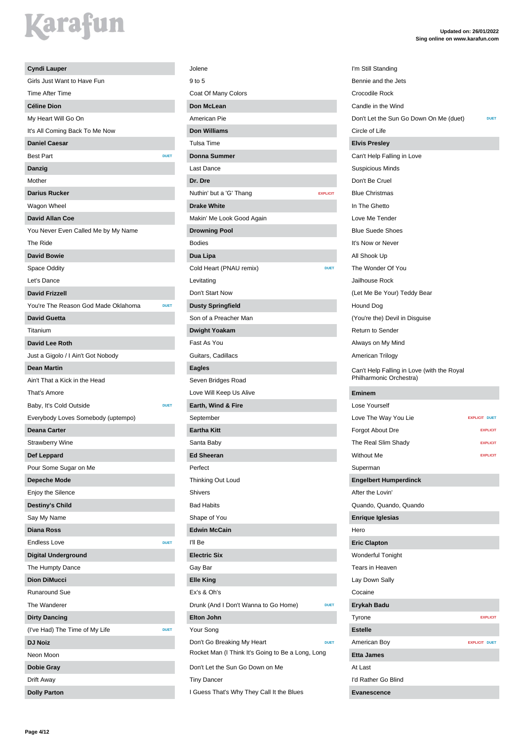# Karafun

Updated on: 26/01/2022
Sing online on www.karafun.com

## Cyndi Lauper

Girls Just Want to Have Fun

Time After Time

## Céline Dion

My Heart Will Go On

It's All Coming Back To Me Now

## Daniel Caesar

Best Part DUET

## Danzig

Mother

## Darius Rucker

Wagon Wheel

## David Allan Coe

You Never Even Called Me by My Name

The Ride

## David Bowie

Space Oddity

Let's Dance

## David Frizzell

You're The Reason God Made Oklahoma DUET

## David Guetta

Titanium

## David Lee Roth

Just a Gigolo / I Ain't Got Nobody

## Dean Martin

Ain't That a Kick in the Head

That's Amore

Baby, It's Cold Outside DUET

Everybody Loves Somebody (uptempo)

## Deana Carter

Strawberry Wine

## Def Leppard

Pour Some Sugar on Me

## Depeche Mode

Enjoy the Silence

## Destiny's Child

Say My Name

## Diana Ross

Endless Love DUET

## Digital Underground

The Humpty Dance

## Dion DiMucci

Runaround Sue

The Wanderer

## Dirty Dancing

(I've Had) The Time of My Life DUET

## DJ Noiz

Neon Moon

## Dobie Gray

Drift Away

## Dolly Parton

Jolene

9 to 5

Coat Of Many Colors

## Don McLean

American Pie

## Don Williams

Tulsa Time

## Donna Summer

Last Dance

## Dr. Dre

Nuthin' but a 'G' Thang EXPLICIT

## Drake White

Makin' Me Look Good Again

## Drowning Pool

Bodies

## Dua Lipa

Cold Heart (PNAU remix) DUET

Levitating

Don't Start Now

## Dusty Springfield

Son of a Preacher Man

## Dwight Yoakam

Fast As You

Guitars, Cadillacs

## Eagles

Seven Bridges Road

Love Will Keep Us Alive

## Earth, Wind & Fire

September

## Eartha Kitt

Santa Baby

## Ed Sheeran

Perfect

Thinking Out Loud

Shivers

Bad Habits

Shape of You

## Edwin McCain

I'll Be

## Electric Six

Gay Bar

## Elle King

Ex's & Oh's

Drunk (And I Don't Wanna to Go Home) DUET

## Elton John

Your Song

Don't Go Breaking My Heart DUET

Rocket Man (I Think It's Going to Be a Long, Long

Don't Let the Sun Go Down on Me

Tiny Dancer

I Guess That's Why They Call It the Blues

I'm Still Standing

Bennie and the Jets

Crocodile Rock

Candle in the Wind

Don't Let the Sun Go Down On Me (duet) DUET

Circle of Life

## Elvis Presley

Can't Help Falling in Love

Suspicious Minds

Don't Be Cruel

Blue Christmas

In The Ghetto

Love Me Tender

Blue Suede Shoes

It's Now or Never

All Shook Up

The Wonder Of You

Jailhouse Rock

(Let Me Be Your) Teddy Bear

Hound Dog

(You're the) Devil in Disguise

Return to Sender

Always on My Mind

American Trilogy

Can't Help Falling in Love (with the Royal Philharmonic Orchestra)

## Eminem

Lose Yourself

Love The Way You Lie EXPLICIT DUET

Forgot About Dre EXPLICIT

The Real Slim Shady EXPLICIT

Without Me EXPLICIT

Superman

## Engelbert Humperdinck

After the Lovin'

Quando, Quando, Quando

## Enrique Iglesias

Hero

## Eric Clapton

Wonderful Tonight

Tears in Heaven

Lay Down Sally

Cocaine

## Erykah Badu

Tyrone EXPLICIT

## Estelle

American Boy EXPLICIT DUET

## Etta James

At Last

I'd Rather Go Blind

## Evanescence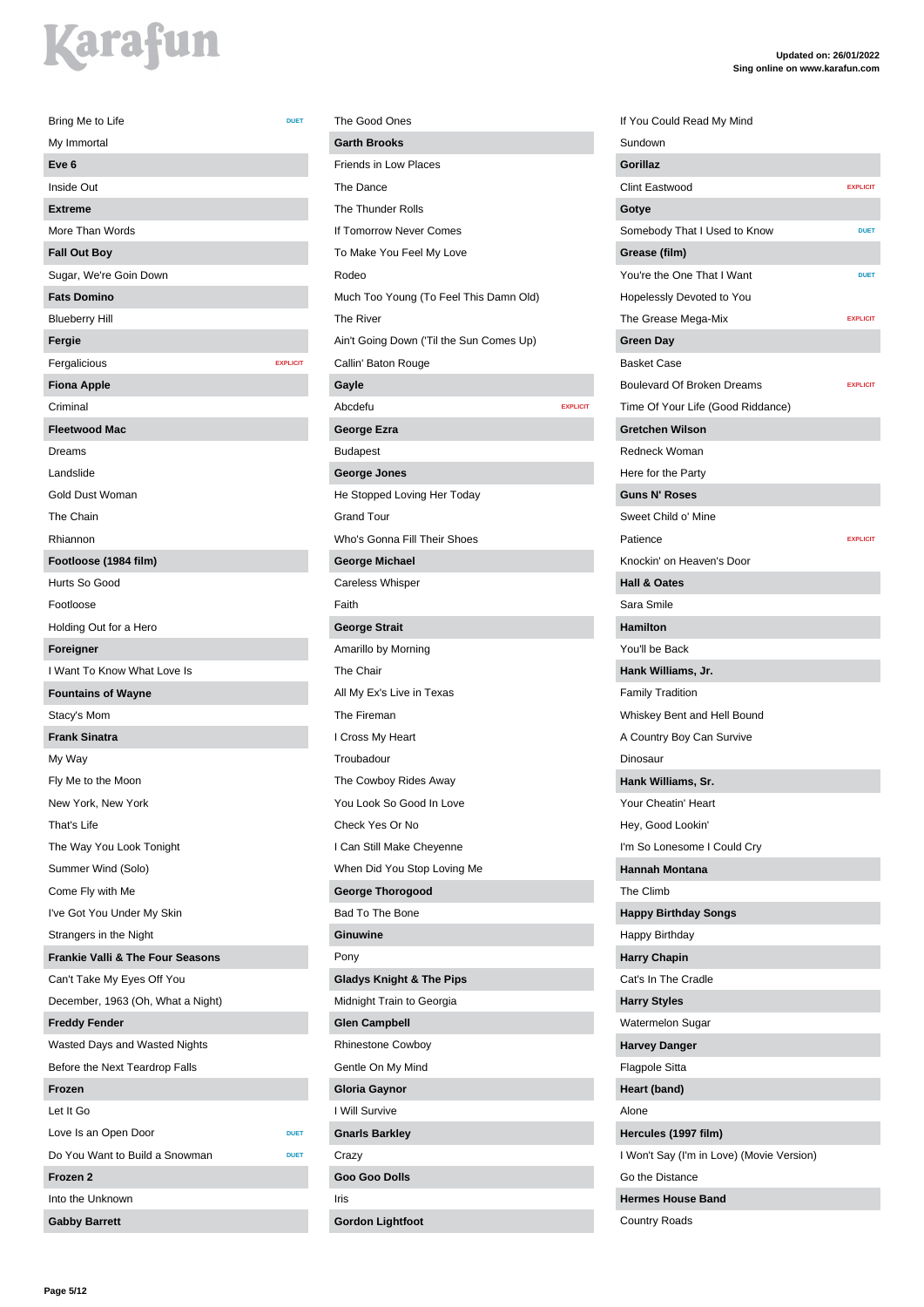Bring Me to Life — DUET
My Immortal

**Eve 6**

Inside Out

**Extreme**

More Than Words

**Fall Out Boy**

Sugar, We're Goin Down

**Fats Domino**

Blueberry Hill

**Fergie**

Fergalicious — EXPLICIT

**Fiona Apple**

Criminal

**Fleetwood Mac**

Dreams
Landslide
Gold Dust Woman
The Chain
Rhiannon

**Footloose (1984 film)**

Hurts So Good
Footloose
Holding Out for a Hero

**Foreigner**

I Want To Know What Love Is

**Fountains of Wayne**

Stacy's Mom

**Frank Sinatra**

My Way
Fly Me to the Moon
New York, New York
That's Life
The Way You Look Tonight
Summer Wind (Solo)
Come Fly with Me
I've Got You Under My Skin
Strangers in the Night

**Frankie Valli & The Four Seasons**

Can't Take My Eyes Off You
December, 1963 (Oh, What a Night)

**Freddy Fender**

Wasted Days and Wasted Nights
Before the Next Teardrop Falls

**Frozen**

Let It Go
Love Is an Open Door — DUET
Do You Want to Build a Snowman — DUET

**Frozen 2**

Into the Unknown

**Gabby Barrett**

The Good Ones

**Garth Brooks**

Friends in Low Places
The Dance
The Thunder Rolls
If Tomorrow Never Comes
To Make You Feel My Love
Rodeo
Much Too Young (To Feel This Damn Old)
The River
Ain't Going Down ('Til the Sun Comes Up)
Callin' Baton Rouge

**Gayle**

Abcdefu — EXPLICIT

**George Ezra**

Budapest

**George Jones**

He Stopped Loving Her Today
Grand Tour
Who's Gonna Fill Their Shoes

**George Michael**

Careless Whisper
Faith

**George Strait**

Amarillo by Morning
The Chair
All My Ex's Live in Texas
The Fireman
I Cross My Heart
Troubadour
The Cowboy Rides Away
You Look So Good In Love
Check Yes Or No
I Can Still Make Cheyenne
When Did You Stop Loving Me

**George Thorogood**

Bad To The Bone

**Ginuwine**

Pony

**Gladys Knight & The Pips**

Midnight Train to Georgia

**Glen Campbell**

Rhinestone Cowboy
Gentle On My Mind

**Gloria Gaynor**

I Will Survive

**Gnarls Barkley**

Crazy

**Goo Goo Dolls**

Iris

**Gordon Lightfoot**

If You Could Read My Mind
Sundown

**Gorillaz**

Clint Eastwood — EXPLICIT

**Gotye**

Somebody That I Used to Know — DUET

**Grease (film)**

You're the One That I Want — DUET
Hopelessly Devoted to You
The Grease Mega-Mix — EXPLICIT

**Green Day**

Basket Case
Boulevard Of Broken Dreams — EXPLICIT
Time Of Your Life (Good Riddance)

**Gretchen Wilson**

Redneck Woman
Here for the Party

**Guns N' Roses**

Sweet Child o' Mine
Patience — EXPLICIT
Knockin' on Heaven's Door

**Hall & Oates**

Sara Smile

**Hamilton**

You'll be Back

**Hank Williams, Jr.**

Family Tradition
Whiskey Bent and Hell Bound
A Country Boy Can Survive
Dinosaur

**Hank Williams, Sr.**

Your Cheatin' Heart
Hey, Good Lookin'
I'm So Lonesome I Could Cry

**Hannah Montana**

The Climb

**Happy Birthday Songs**

Happy Birthday

**Harry Chapin**

Cat's In The Cradle

**Harry Styles**

Watermelon Sugar

**Harvey Danger**

Flagpole Sitta

**Heart (band)**

Alone

**Hercules (1997 film)**

I Won't Say (I'm in Love) (Movie Version)
Go the Distance

**Hermes House Band**

Country Roads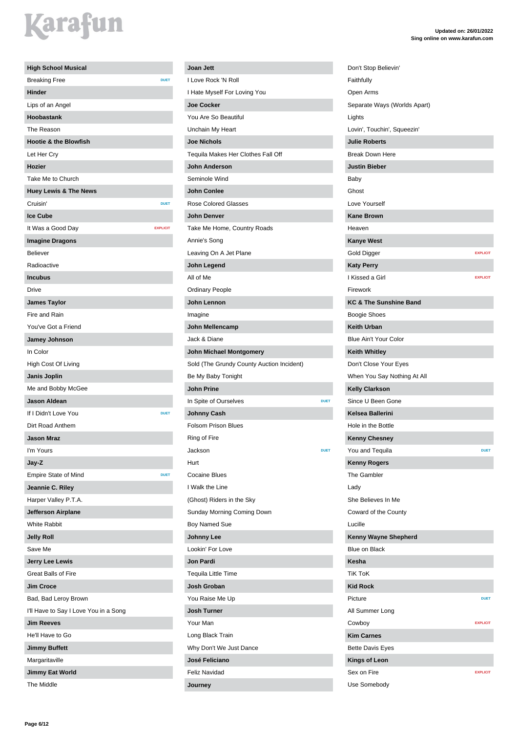Updated on: 26/01/2022
Sing online on www.karafun.com

**High School Musical**

- Breaking Free — DUET

**Hinder**

- Lips of an Angel

**Hoobastank**

- The Reason

**Hootie & the Blowfish**

- Let Her Cry

**Hozier**

- Take Me to Church

**Huey Lewis & The News**

- Cruisin' — DUET

**Ice Cube**

- It Was a Good Day — EXPLICIT

**Imagine Dragons**

- Believer
- Radioactive

**Incubus**

- Drive

**James Taylor**

- Fire and Rain
- You've Got a Friend

**Jamey Johnson**

- In Color
- High Cost Of Living

**Janis Joplin**

- Me and Bobby McGee

**Jason Aldean**

- If I Didn't Love You — DUET
- Dirt Road Anthem

**Jason Mraz**

- I'm Yours

**Jay-Z**

- Empire State of Mind — DUET

**Jeannie C. Riley**

- Harper Valley P.T.A.

**Jefferson Airplane**

- White Rabbit

**Jelly Roll**

- Save Me

**Jerry Lee Lewis**

- Great Balls of Fire

**Jim Croce**

- Bad, Bad Leroy Brown
- I'll Have to Say I Love You in a Song

**Jim Reeves**

- He'll Have to Go

**Jimmy Buffett**

- Margaritaville

**Jimmy Eat World**

- The Middle

**Joan Jett**

- I Love Rock 'N Roll
- I Hate Myself For Loving You

**Joe Cocker**

- You Are So Beautiful
- Unchain My Heart

**Joe Nichols**

- Tequila Makes Her Clothes Fall Off

**John Anderson**

- Seminole Wind

**John Conlee**

- Rose Colored Glasses

**John Denver**

- Take Me Home, Country Roads
- Annie's Song
- Leaving On A Jet Plane

**John Legend**

- All of Me
- Ordinary People

**John Lennon**

- Imagine

**John Mellencamp**

- Jack & Diane

**John Michael Montgomery**

- Sold (The Grundy County Auction Incident)
- Be My Baby Tonight

**John Prine**

- In Spite of Ourselves — DUET

**Johnny Cash**

- Folsom Prison Blues
- Ring of Fire
- Jackson — DUET
- Hurt
- Cocaine Blues
- I Walk the Line
- (Ghost) Riders in the Sky
- Sunday Morning Coming Down
- Boy Named Sue

**Johnny Lee**

- Lookin' For Love

**Jon Pardi**

- Tequila Little Time

**Josh Groban**

- You Raise Me Up

**Josh Turner**

- Your Man
- Long Black Train
- Why Don't We Just Dance

**José Feliciano**

- Feliz Navidad

**Journey**

- Don't Stop Believin'
- Faithfully
- Open Arms
- Separate Ways (Worlds Apart)
- Lights
- Lovin', Touchin', Squeezin'

**Julie Roberts**

- Break Down Here

**Justin Bieber**

- Baby
- Ghost
- Love Yourself

**Kane Brown**

- Heaven

**Kanye West**

- Gold Digger — EXPLICIT

**Katy Perry**

- I Kissed a Girl — EXPLICIT
- Firework

**KC & The Sunshine Band**

- Boogie Shoes

**Keith Urban**

- Blue Ain't Your Color

**Keith Whitley**

- Don't Close Your Eyes
- When You Say Nothing At All

**Kelly Clarkson**

- Since U Been Gone

**Kelsea Ballerini**

- Hole in the Bottle

**Kenny Chesney**

- You and Tequila — DUET

**Kenny Rogers**

- The Gambler
- Lady
- She Believes In Me
- Coward of the County
- Lucille

**Kenny Wayne Shepherd**

- Blue on Black

**Kesha**

- TiK ToK

**Kid Rock**

- Picture — DUET
- All Summer Long
- Cowboy — EXPLICIT

**Kim Carnes**

- Bette Davis Eyes

**Kings of Leon**

- Sex on Fire — EXPLICIT
- Use Somebody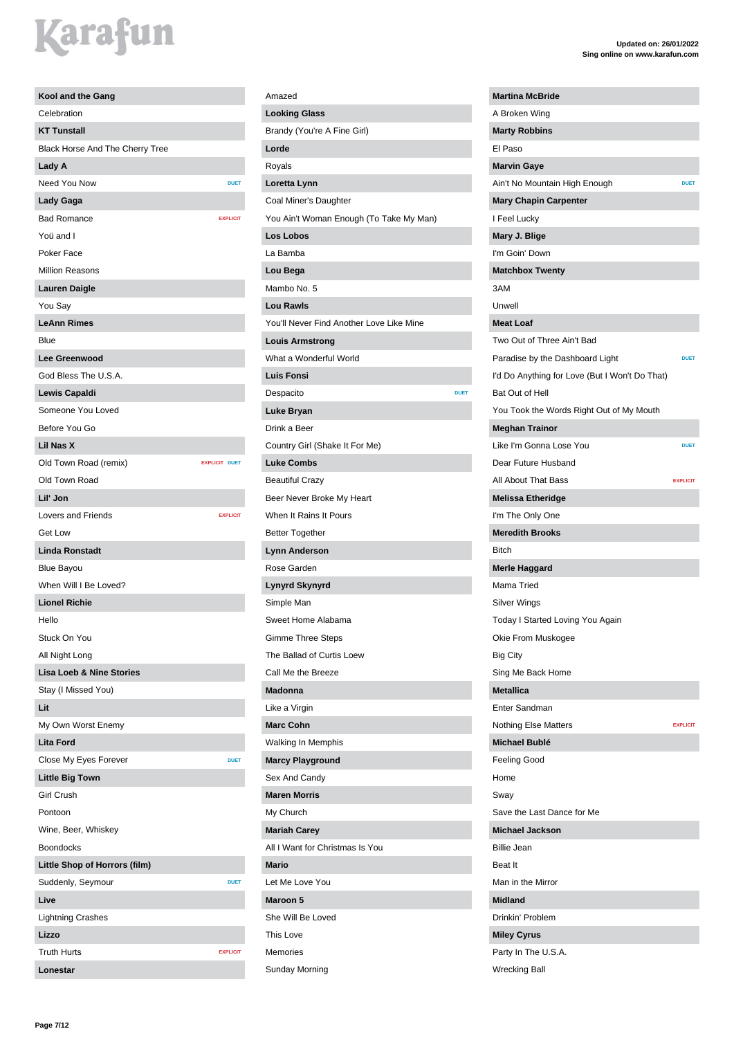Karafun

Updated on: 26/01/2022
Sing online on www.karafun.com

**Kool and the Gang**

Celebration

**KT Tunstall**

Black Horse And The Cherry Tree

**Lady A**

Need You Now — DUET

**Lady Gaga**

Bad Romance — EXPLICIT

Yoü and I

Poker Face

Million Reasons

**Lauren Daigle**

You Say

**LeAnn Rimes**

Blue

**Lee Greenwood**

God Bless The U.S.A.

**Lewis Capaldi**

Someone You Loved

Before You Go

**Lil Nas X**

Old Town Road (remix) — EXPLICIT DUET

Old Town Road

**Lil' Jon**

Lovers and Friends — EXPLICIT

Get Low

**Linda Ronstadt**

Blue Bayou

When Will I Be Loved?

**Lionel Richie**

Hello

Stuck On You

All Night Long

**Lisa Loeb & Nine Stories**

Stay (I Missed You)

**Lit**

My Own Worst Enemy

**Lita Ford**

Close My Eyes Forever — DUET

**Little Big Town**

Girl Crush

Pontoon

Wine, Beer, Whiskey

Boondocks

**Little Shop of Horrors (film)**

Suddenly, Seymour — DUET

**Live**

Lightning Crashes

**Lizzo**

Truth Hurts — EXPLICIT

**Lonestar**

Amazed

**Looking Glass**

Brandy (You're A Fine Girl)

**Lorde**

Royals

**Loretta Lynn**

Coal Miner's Daughter

You Ain't Woman Enough (To Take My Man)

**Los Lobos**

La Bamba

**Lou Bega**

Mambo No. 5

**Lou Rawls**

You'll Never Find Another Love Like Mine

**Louis Armstrong**

What a Wonderful World

**Luis Fonsi**

Despacito — DUET

**Luke Bryan**

Drink a Beer

Country Girl (Shake It For Me)

**Luke Combs**

Beautiful Crazy

Beer Never Broke My Heart

When It Rains It Pours

Better Together

**Lynn Anderson**

Rose Garden

**Lynyrd Skynyrd**

Simple Man

Sweet Home Alabama

Gimme Three Steps

The Ballad of Curtis Loew

Call Me the Breeze

**Madonna**

Like a Virgin

**Marc Cohn**

Walking In Memphis

**Marcy Playground**

Sex And Candy

**Maren Morris**

My Church

**Mariah Carey**

All I Want for Christmas Is You

**Mario**

Let Me Love You

**Maroon 5**

She Will Be Loved

This Love

Memories

Sunday Morning

**Martina McBride**

A Broken Wing

**Marty Robbins**

El Paso

**Marvin Gaye**

Ain't No Mountain High Enough — DUET

**Mary Chapin Carpenter**

I Feel Lucky

**Mary J. Blige**

I'm Goin' Down

**Matchbox Twenty**

3AM

Unwell

**Meat Loaf**

Two Out of Three Ain't Bad

Paradise by the Dashboard Light — DUET

I'd Do Anything for Love (But I Won't Do That)

Bat Out of Hell

You Took the Words Right Out of My Mouth

**Meghan Trainor**

Like I'm Gonna Lose You — DUET

Dear Future Husband

All About That Bass — EXPLICIT

**Melissa Etheridge**

I'm The Only One

**Meredith Brooks**

Bitch

**Merle Haggard**

Mama Tried

Silver Wings

Today I Started Loving You Again

Okie From Muskogee

Big City

Sing Me Back Home

**Metallica**

Enter Sandman

Nothing Else Matters — EXPLICIT

**Michael Bublé**

Feeling Good

Home

Sway

Save the Last Dance for Me

**Michael Jackson**

Billie Jean

Beat It

Man in the Mirror

**Midland**

Drinkin' Problem

**Miley Cyrus**

Party In The U.S.A.

Wrecking Ball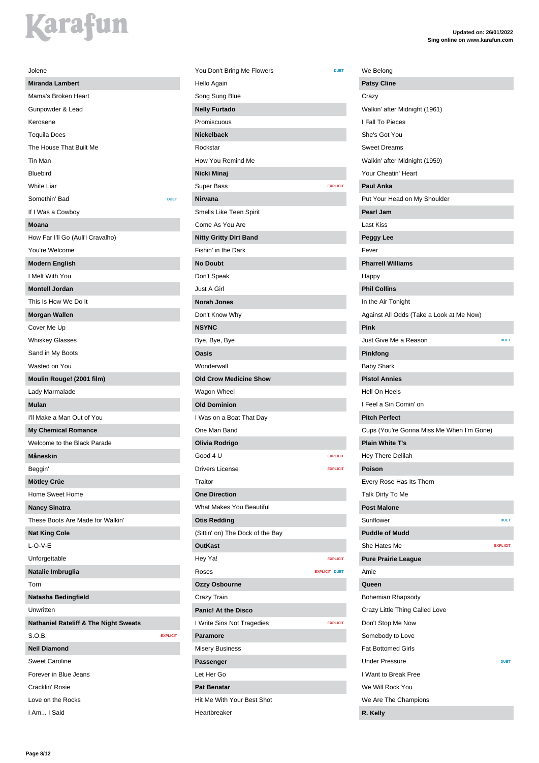Updated on: 26/01/2022
Sing online on www.karafun.com

Jolene

**Miranda Lambert**

Mama's Broken Heart
Gunpowder & Lead
Kerosene
Tequila Does
The House That Built Me
Tin Man
Bluebird
White Liar
Somethin' Bad — DUET
If I Was a Cowboy

**Moana**

How Far I'll Go (Auli'i Cravalho)
You're Welcome

**Modern English**

I Melt With You

**Montell Jordan**

This Is How We Do It

**Morgan Wallen**

Cover Me Up
Whiskey Glasses
Sand in My Boots
Wasted on You

**Moulin Rouge! (2001 film)**

Lady Marmalade

**Mulan**

I'll Make a Man Out of You

**My Chemical Romance**

Welcome to the Black Parade

**Måneskin**

Beggin'

**Mötley Crüe**

Home Sweet Home

**Nancy Sinatra**

These Boots Are Made for Walkin'

**Nat King Cole**

L-O-V-E
Unforgettable

**Natalie Imbruglia**

Torn

**Natasha Bedingfield**

Unwritten

**Nathaniel Rateliff & The Night Sweats**

S.O.B. — EXPLICIT

**Neil Diamond**

Sweet Caroline
Forever in Blue Jeans
Cracklin' Rosie
Love on the Rocks
I Am... I Said
You Don't Bring Me Flowers — DUET
Hello Again
Song Sung Blue

**Nelly Furtado**

Promiscuous

**Nickelback**

Rockstar
How You Remind Me

**Nicki Minaj**

Super Bass — EXPLICIT

**Nirvana**

Smells Like Teen Spirit
Come As You Are

**Nitty Gritty Dirt Band**

Fishin' in the Dark

**No Doubt**

Don't Speak
Just A Girl

**Norah Jones**

Don't Know Why

**NSYNC**

Bye, Bye, Bye

**Oasis**

Wonderwall

**Old Crow Medicine Show**

Wagon Wheel

**Old Dominion**

I Was on a Boat That Day
One Man Band

**Olivia Rodrigo**

Good 4 U — EXPLICIT
Drivers License — EXPLICIT
Traitor

**One Direction**

What Makes You Beautiful

**Otis Redding**

(Sittin' on) The Dock of the Bay

**OutKast**

Hey Ya! — EXPLICIT
Roses — EXPLICIT DUET

**Ozzy Osbourne**

Crazy Train

**Panic! At the Disco**

I Write Sins Not Tragedies — EXPLICIT

**Paramore**

Misery Business

**Passenger**

Let Her Go

**Pat Benatar**

Hit Me With Your Best Shot
Heartbreaker
We Belong

**Patsy Cline**

Crazy
Walkin' after Midnight (1961)
I Fall To Pieces
She's Got You
Sweet Dreams
Walkin' after Midnight (1959)
Your Cheatin' Heart

**Paul Anka**

Put Your Head on My Shoulder

**Pearl Jam**

Last Kiss

**Peggy Lee**

Fever

**Pharrell Williams**

Happy

**Phil Collins**

In the Air Tonight
Against All Odds (Take a Look at Me Now)

**Pink**

Just Give Me a Reason — DUET

**Pinkfong**

Baby Shark

**Pistol Annies**

Hell On Heels
I Feel a Sin Comin' on

**Pitch Perfect**

Cups (You're Gonna Miss Me When I'm Gone)

**Plain White T's**

Hey There Delilah

**Poison**

Every Rose Has Its Thorn
Talk Dirty To Me

**Post Malone**

Sunflower — DUET

**Puddle of Mudd**

She Hates Me — EXPLICIT

**Pure Prairie League**

Amie

**Queen**

Bohemian Rhapsody
Crazy Little Thing Called Love
Don't Stop Me Now
Somebody to Love
Fat Bottomed Girls
Under Pressure — DUET
I Want to Break Free
We Will Rock You
We Are The Champions

**R. Kelly**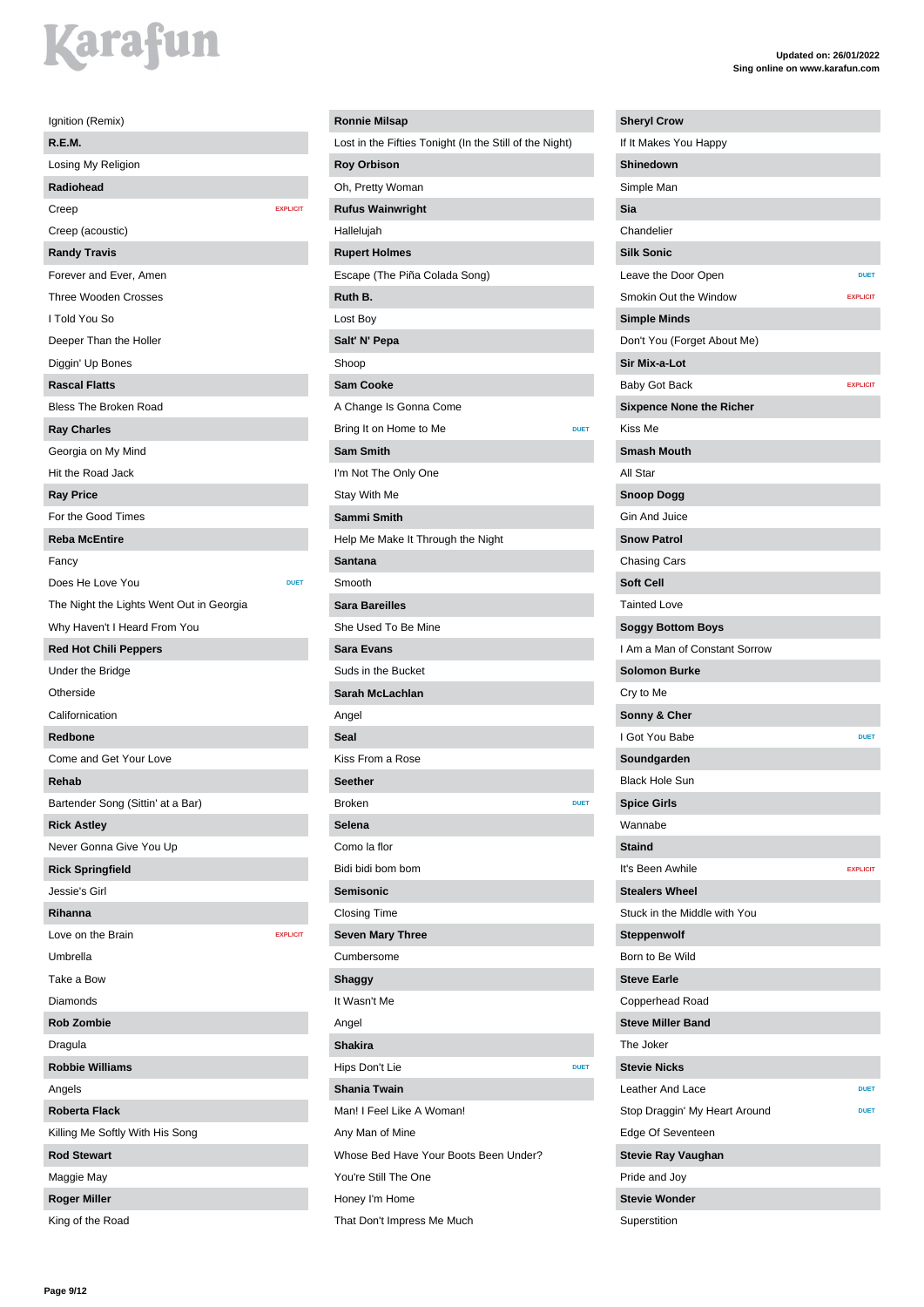Karafun

**Updated on: 26/01/2022**
**Sing online on www.karafun.com**

Ignition (Remix)

**R.E.M.**

Losing My Religion

**Radiohead**

Creep EXPLICIT

Creep (acoustic)

**Randy Travis**

Forever and Ever, Amen

Three Wooden Crosses

I Told You So

Deeper Than the Holler

Diggin' Up Bones

**Rascal Flatts**

Bless The Broken Road

**Ray Charles**

Georgia on My Mind

Hit the Road Jack

**Ray Price**

For the Good Times

**Reba McEntire**

Fancy

Does He Love You DUET

The Night the Lights Went Out in Georgia

Why Haven't I Heard From You

**Red Hot Chili Peppers**

Under the Bridge

Otherside

Californication

**Redbone**

Come and Get Your Love

**Rehab**

Bartender Song (Sittin' at a Bar)

**Rick Astley**

Never Gonna Give You Up

**Rick Springfield**

Jessie's Girl

**Rihanna**

Love on the Brain EXPLICIT

Umbrella

Take a Bow

Diamonds

**Rob Zombie**

Dragula

**Robbie Williams**

Angels

**Roberta Flack**

Killing Me Softly With His Song

**Rod Stewart**

Maggie May

**Roger Miller**

King of the Road

**Ronnie Milsap**

Lost in the Fifties Tonight (In the Still of the Night)

**Roy Orbison**

Oh, Pretty Woman

**Rufus Wainwright**

Hallelujah

**Rupert Holmes**

Escape (The Piña Colada Song)

**Ruth B.**

Lost Boy

**Salt' N' Pepa**

Shoop

**Sam Cooke**

A Change Is Gonna Come

Bring It on Home to Me DUET

**Sam Smith**

I'm Not The Only One

Stay With Me

**Sammi Smith**

Help Me Make It Through the Night

**Santana**

Smooth

**Sara Bareilles**

She Used To Be Mine

**Sara Evans**

Suds in the Bucket

**Sarah McLachlan**

Angel

**Seal**

Kiss From a Rose

**Seether**

Broken DUET

**Selena**

Como la flor

Bidi bidi bom bom

**Semisonic**

Closing Time

**Seven Mary Three**

Cumbersome

**Shaggy**

It Wasn't Me

Angel

**Shakira**

Hips Don't Lie DUET

**Shania Twain**

Man! I Feel Like A Woman!

Any Man of Mine

Whose Bed Have Your Boots Been Under?

You're Still The One

Honey I'm Home

That Don't Impress Me Much

**Sheryl Crow**

If It Makes You Happy

**Shinedown**

Simple Man

**Sia**

Chandelier

**Silk Sonic**

Leave the Door Open DUET

Smokin Out the Window EXPLICIT

**Simple Minds**

Don't You (Forget About Me)

**Sir Mix-a-Lot**

Baby Got Back EXPLICIT

**Sixpence None the Richer**

Kiss Me

**Smash Mouth**

All Star

**Snoop Dogg**

Gin And Juice

**Snow Patrol**

Chasing Cars

**Soft Cell**

Tainted Love

**Soggy Bottom Boys**

I Am a Man of Constant Sorrow

**Solomon Burke**

Cry to Me

**Sonny & Cher**

I Got You Babe DUET

**Soundgarden**

Black Hole Sun

**Spice Girls**

Wannabe

**Staind**

It's Been Awhile EXPLICIT

**Stealers Wheel**

Stuck in the Middle with You

**Steppenwolf**

Born to Be Wild

**Steve Earle**

Copperhead Road

**Steve Miller Band**

The Joker

**Stevie Nicks**

Leather And Lace DUET

Stop Draggin' My Heart Around DUET

Edge Of Seventeen

**Stevie Ray Vaughan**

Pride and Joy

**Stevie Wonder**

Superstition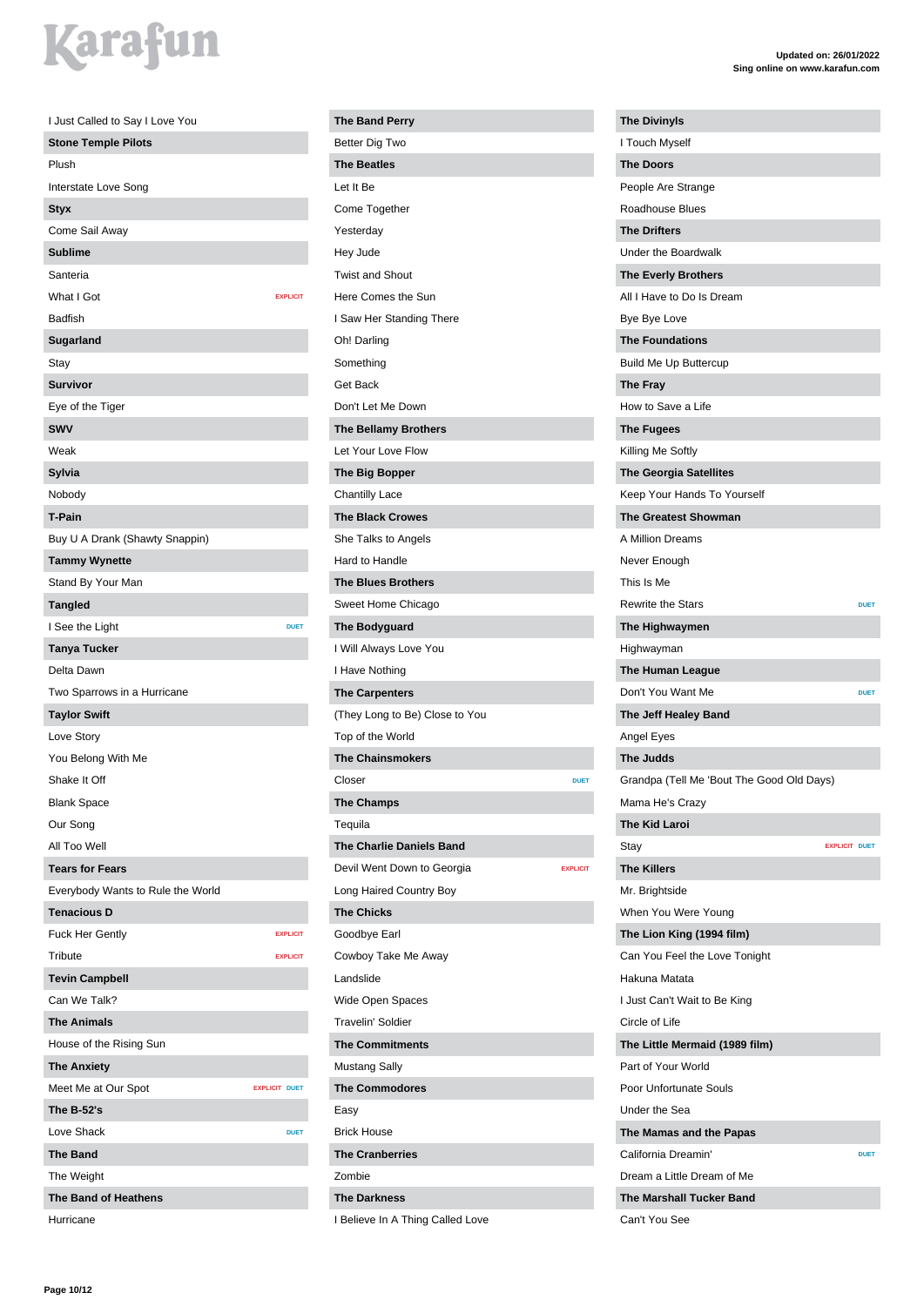Updated on: 26/01/2022
Sing online on www.karafun.com

I Just Called to Say I Love You

**Stone Temple Pilots**

Plush

Interstate Love Song

**Styx**

Come Sail Away

**Sublime**

Santeria

What I Got EXPLICIT

Badfish

**Sugarland**

Stay

**Survivor**

Eye of the Tiger

**SWV**

Weak

**Sylvia**

Nobody

**T-Pain**

Buy U A Drank (Shawty Snappin)

**Tammy Wynette**

Stand By Your Man

**Tangled**

I See the Light DUET

**Tanya Tucker**

Delta Dawn

Two Sparrows in a Hurricane

**Taylor Swift**

Love Story

You Belong With Me

Shake It Off

Blank Space

Our Song

All Too Well

**Tears for Fears**

Everybody Wants to Rule the World

**Tenacious D**

Fuck Her Gently EXPLICIT

Tribute EXPLICIT

**Tevin Campbell**

Can We Talk?

**The Animals**

House of the Rising Sun

**The Anxiety**

Meet Me at Our Spot EXPLICIT DUET

**The B-52's**

Love Shack DUET

**The Band**

The Weight

**The Band of Heathens**

Hurricane

**The Band Perry**

Better Dig Two

**The Beatles**

Let It Be

Come Together

Yesterday

Hey Jude

Twist and Shout

Here Comes the Sun

I Saw Her Standing There

Oh! Darling

Something

Get Back

Don't Let Me Down

**The Bellamy Brothers**

Let Your Love Flow

**The Big Bopper**

Chantilly Lace

**The Black Crowes**

She Talks to Angels

Hard to Handle

**The Blues Brothers**

Sweet Home Chicago

**The Bodyguard**

I Will Always Love You

I Have Nothing

**The Carpenters**

(They Long to Be) Close to You

Top of the World

**The Chainsmokers**

Closer DUET

**The Champs**

Tequila

**The Charlie Daniels Band**

Devil Went Down to Georgia EXPLICIT

Long Haired Country Boy

**The Chicks**

Goodbye Earl

Cowboy Take Me Away

Landslide

Wide Open Spaces

Travelin' Soldier

**The Commitments**

Mustang Sally

**The Commodores**

Easy

Brick House

**The Cranberries**

Zombie

**The Darkness**

I Believe In A Thing Called Love

**The Divinyls**

I Touch Myself

**The Doors**

People Are Strange

Roadhouse Blues

**The Drifters**

Under the Boardwalk

**The Everly Brothers**

All I Have to Do Is Dream

Bye Bye Love

**The Foundations**

Build Me Up Buttercup

**The Fray**

How to Save a Life

**The Fugees**

Killing Me Softly

**The Georgia Satellites**

Keep Your Hands To Yourself

**The Greatest Showman**

A Million Dreams

Never Enough

This Is Me

Rewrite the Stars DUET

**The Highwaymen**

Highwayman

**The Human League**

Don't You Want Me DUET

**The Jeff Healey Band**

Angel Eyes

**The Judds**

Grandpa (Tell Me 'Bout The Good Old Days)

Mama He's Crazy

**The Kid Laroi**

Stay EXPLICIT DUET

**The Killers**

Mr. Brightside

When You Were Young

**The Lion King (1994 film)**

Can You Feel the Love Tonight

Hakuna Matata

I Just Can't Wait to Be King

Circle of Life

**The Little Mermaid (1989 film)**

Part of Your World

Poor Unfortunate Souls

Under the Sea

**The Mamas and the Papas**

California Dreamin' DUET

Dream a Little Dream of Me

**The Marshall Tucker Band**

Can't You See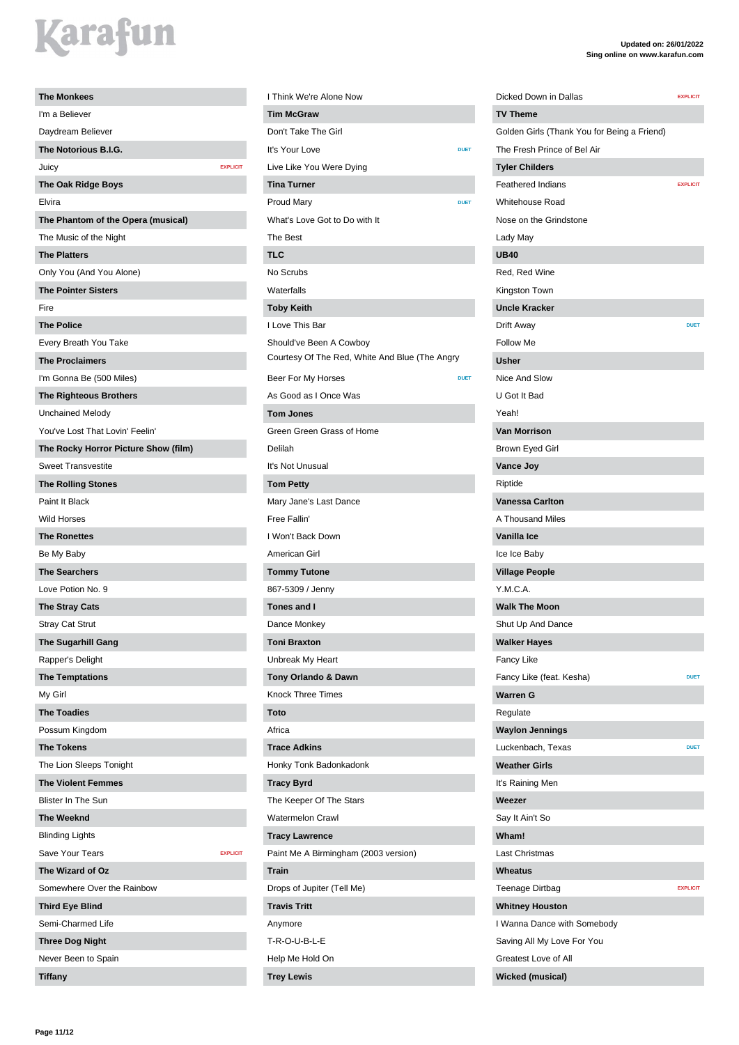Karafun

**Updated on: 26/01/2022**
**Sing online on www.karafun.com**

**The Monkees**
- I'm a Believer
- Daydream Believer

**The Notorious B.I.G.**
- Juicy — EXPLICIT

**The Oak Ridge Boys**
- Elvira

**The Phantom of the Opera (musical)**
- The Music of the Night

**The Platters**
- Only You (And You Alone)

**The Pointer Sisters**
- Fire

**The Police**
- Every Breath You Take

**The Proclaimers**
- I'm Gonna Be (500 Miles)

**The Righteous Brothers**
- Unchained Melody
- You've Lost That Lovin' Feelin'

**The Rocky Horror Picture Show (film)**
- Sweet Transvestite

**The Rolling Stones**
- Paint It Black
- Wild Horses

**The Ronettes**
- Be My Baby

**The Searchers**
- Love Potion No. 9

**The Stray Cats**
- Stray Cat Strut

**The Sugarhill Gang**
- Rapper's Delight

**The Temptations**
- My Girl

**The Toadies**
- Possum Kingdom

**The Tokens**
- The Lion Sleeps Tonight

**The Violent Femmes**
- Blister In The Sun

**The Weeknd**
- Blinding Lights
- Save Your Tears — EXPLICIT

**The Wizard of Oz**
- Somewhere Over the Rainbow

**Third Eye Blind**
- Semi-Charmed Life

**Three Dog Night**
- Never Been to Spain

**Tiffany**
- I Think We're Alone Now

**Tim McGraw**
- Don't Take The Girl
- It's Your Love — DUET
- Live Like You Were Dying

**Tina Turner**
- Proud Mary — DUET
- What's Love Got to Do with It
- The Best

**TLC**
- No Scrubs
- Waterfalls

**Toby Keith**
- I Love This Bar
- Should've Been A Cowboy
- Courtesy Of The Red, White And Blue (The Angry
- Beer For My Horses — DUET
- As Good as I Once Was

**Tom Jones**
- Green Green Grass of Home
- Delilah
- It's Not Unusual

**Tom Petty**
- Mary Jane's Last Dance
- Free Fallin'
- I Won't Back Down
- American Girl

**Tommy Tutone**
- 867-5309 / Jenny

**Tones and I**
- Dance Monkey

**Toni Braxton**
- Unbreak My Heart

**Tony Orlando & Dawn**
- Knock Three Times

**Toto**
- Africa

**Trace Adkins**
- Honky Tonk Badonkadonk

**Tracy Byrd**
- The Keeper Of The Stars
- Watermelon Crawl

**Tracy Lawrence**
- Paint Me A Birmingham (2003 version)

**Train**
- Drops of Jupiter (Tell Me)

**Travis Tritt**
- Anymore
- T-R-O-U-B-L-E
- Help Me Hold On

**Trey Lewis**
- Dicked Down in Dallas — EXPLICIT

**TV Theme**
- Golden Girls (Thank You for Being a Friend)
- The Fresh Prince of Bel Air

**Tyler Childers**
- Feathered Indians — EXPLICIT
- Whitehouse Road
- Nose on the Grindstone
- Lady May

**UB40**
- Red, Red Wine
- Kingston Town

**Uncle Kracker**
- Drift Away — DUET
- Follow Me

**Usher**
- Nice And Slow
- U Got It Bad
- Yeah!

**Van Morrison**
- Brown Eyed Girl

**Vance Joy**
- Riptide

**Vanessa Carlton**
- A Thousand Miles

**Vanilla Ice**
- Ice Ice Baby

**Village People**
- Y.M.C.A.

**Walk The Moon**
- Shut Up And Dance

**Walker Hayes**
- Fancy Like
- Fancy Like (feat. Kesha) — DUET

**Warren G**
- Regulate

**Waylon Jennings**
- Luckenbach, Texas — DUET

**Weather Girls**
- It's Raining Men

**Weezer**
- Say It Ain't So

**Wham!**
- Last Christmas

**Wheatus**
- Teenage Dirtbag — EXPLICIT

**Whitney Houston**
- I Wanna Dance with Somebody
- Saving All My Love For You
- Greatest Love of All

**Wicked (musical)**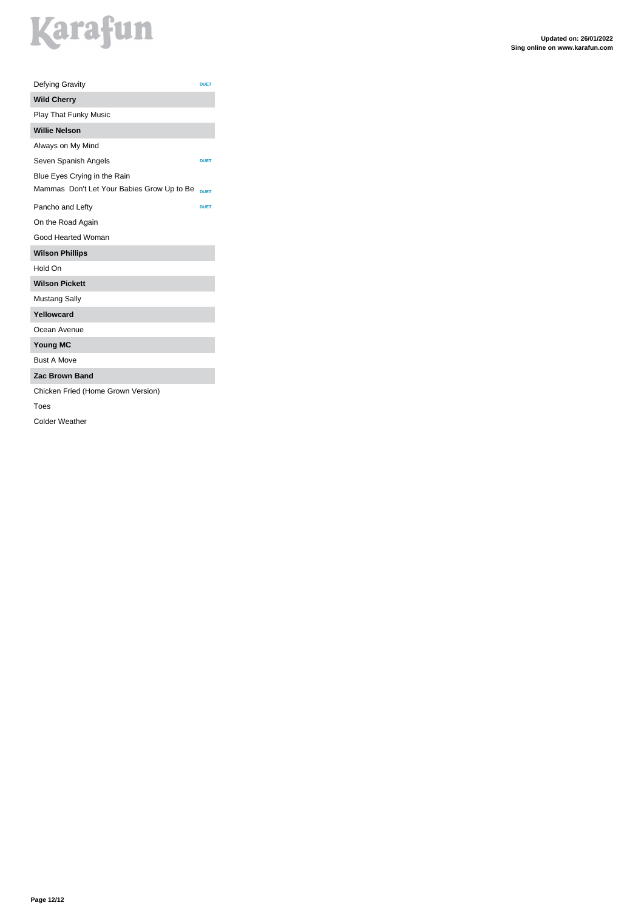Defying Gravity DUET

**Wild Cherry**

Play That Funky Music

**Willie Nelson**

Always on My Mind

Seven Spanish Angels DUET

Blue Eyes Crying in the Rain

Mammas Don't Let Your Babies Grow Up to Be DUET

Pancho and Lefty DUET

On the Road Again

Good Hearted Woman

**Wilson Phillips**

Hold On

**Wilson Pickett**

Mustang Sally

**Yellowcard**

Ocean Avenue

**Young MC**

Bust A Move

**Zac Brown Band**

Chicken Fried (Home Grown Version)

Toes

Colder Weather